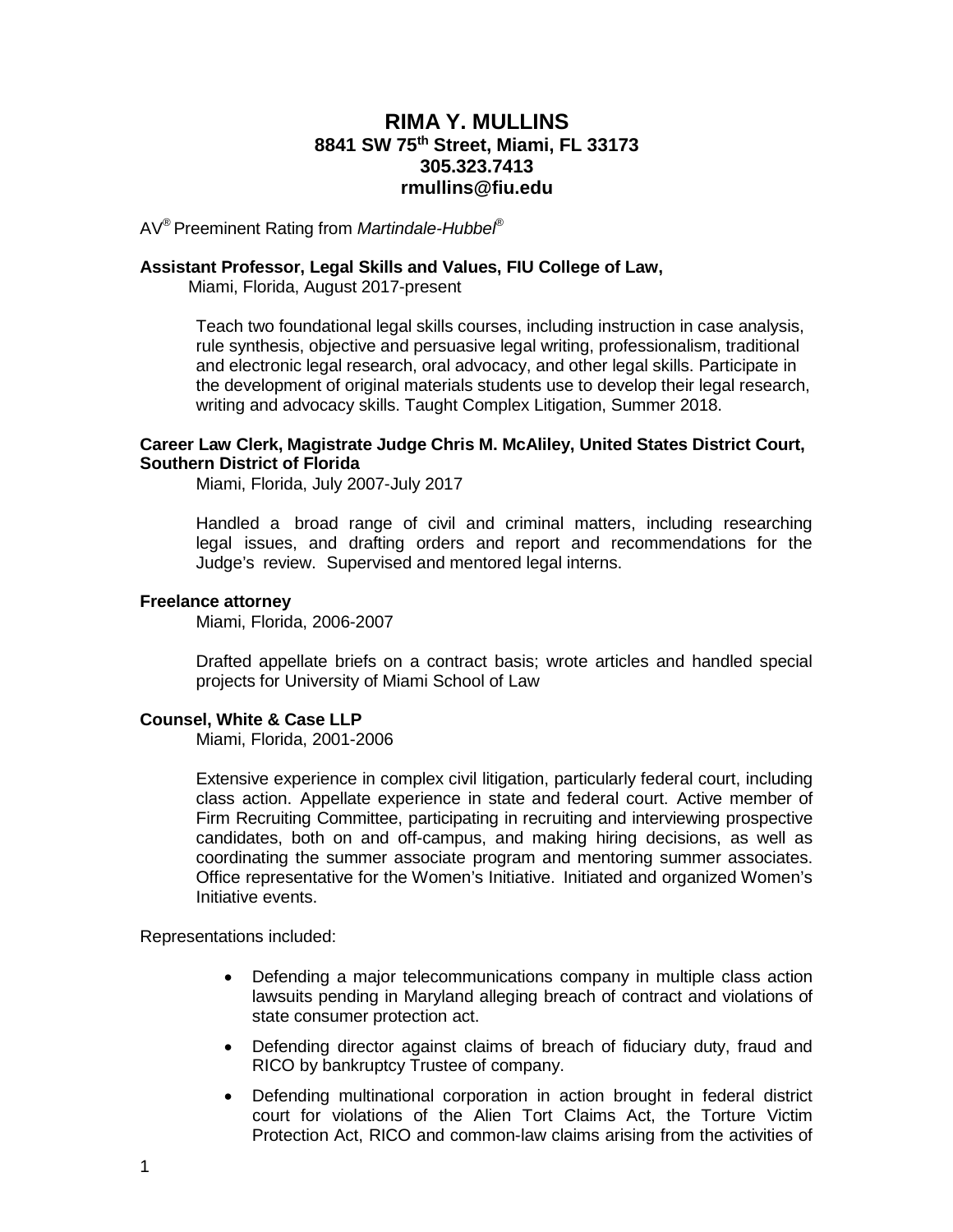# RIMA Y. MULLINS

**8841 SW 75th Street, Miami, FL 33173**
**305.323.7413**
**rmullins@fiu.edu**

AV® Preeminent Rating from *Martindale-Hubbel®*

**Assistant Professor, Legal Skills and Values, FIU College of Law,**
Miami, Florida, August 2017-present

Teach two foundational legal skills courses, including instruction in case analysis, rule synthesis, objective and persuasive legal writing, professionalism, traditional and electronic legal research, oral advocacy, and other legal skills. Participate in the development of original materials students use to develop their legal research, writing and advocacy skills. Taught Complex Litigation, Summer 2018.

**Career Law Clerk, Magistrate Judge Chris M. McAliley, United States District Court, Southern District of Florida**
Miami, Florida, July 2007-July 2017

Handled a broad range of civil and criminal matters, including researching legal issues, and drafting orders and report and recommendations for the Judge's review. Supervised and mentored legal interns.

**Freelance attorney**
Miami, Florida, 2006-2007

Drafted appellate briefs on a contract basis; wrote articles and handled special projects for University of Miami School of Law

**Counsel, White & Case LLP**
Miami, Florida, 2001-2006

Extensive experience in complex civil litigation, particularly federal court, including class action. Appellate experience in state and federal court. Active member of Firm Recruiting Committee, participating in recruiting and interviewing prospective candidates, both on and off-campus, and making hiring decisions, as well as coordinating the summer associate program and mentoring summer associates. Office representative for the Women's Initiative. Initiated and organized Women's Initiative events.

Representations included:

- Defending a major telecommunications company in multiple class action lawsuits pending in Maryland alleging breach of contract and violations of state consumer protection act.
- Defending director against claims of breach of fiduciary duty, fraud and RICO by bankruptcy Trustee of company.
- Defending multinational corporation in action brought in federal district court for violations of the Alien Tort Claims Act, the Torture Victim Protection Act, RICO and common-law claims arising from the activities of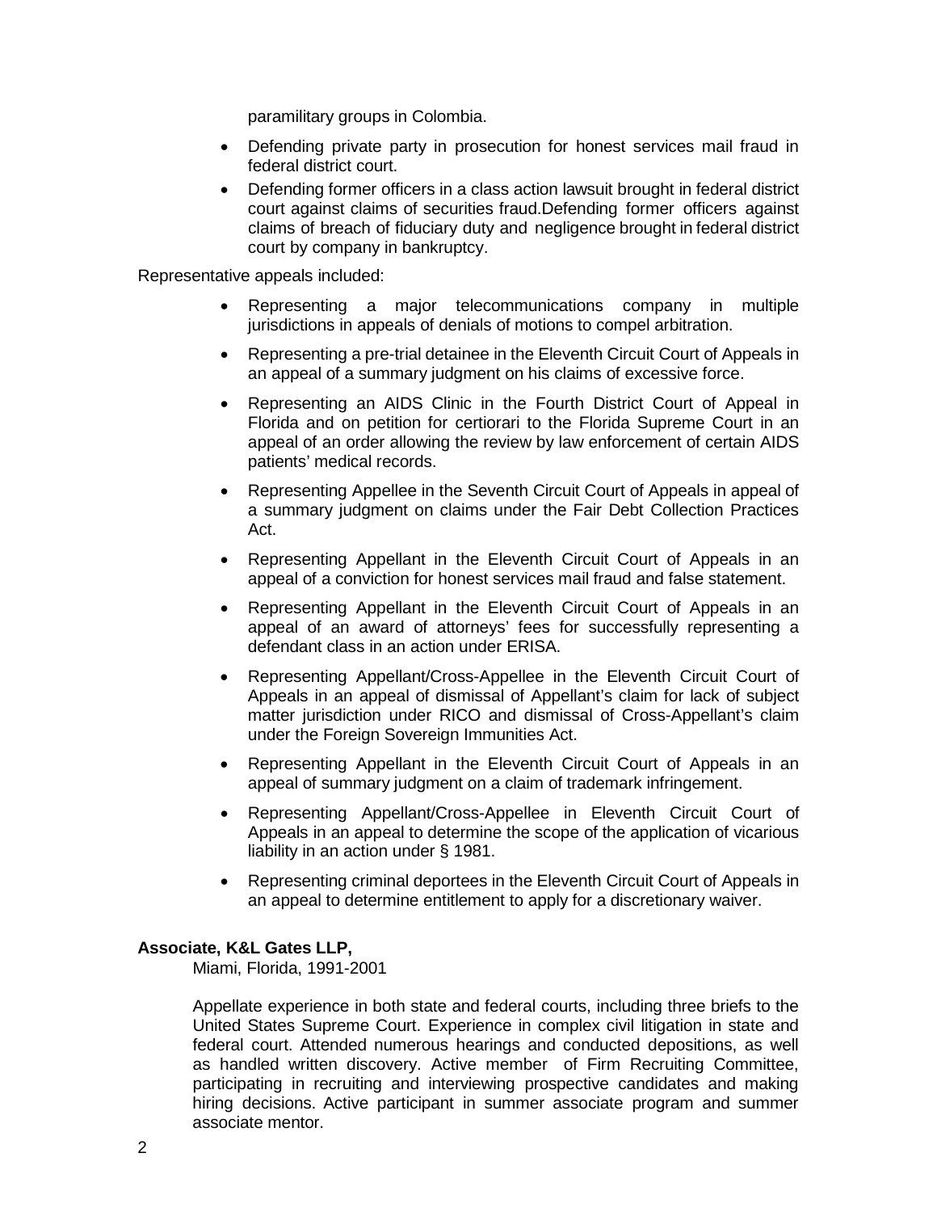paramilitary groups in Colombia.

- Defending private party in prosecution for honest services mail fraud in federal district court.
- Defending former officers in a class action lawsuit brought in federal district court against claims of securities fraud.Defending former officers against claims of breach of fiduciary duty and negligence brought in federal district court by company in bankruptcy.

Representative appeals included:

- Representing a major telecommunications company in multiple jurisdictions in appeals of denials of motions to compel arbitration.
- Representing a pre-trial detainee in the Eleventh Circuit Court of Appeals in an appeal of a summary judgment on his claims of excessive force.
- Representing an AIDS Clinic in the Fourth District Court of Appeal in Florida and on petition for certiorari to the Florida Supreme Court in an appeal of an order allowing the review by law enforcement of certain AIDS patients' medical records.
- Representing Appellee in the Seventh Circuit Court of Appeals in appeal of a summary judgment on claims under the Fair Debt Collection Practices Act.
- Representing Appellant in the Eleventh Circuit Court of Appeals in an appeal of a conviction for honest services mail fraud and false statement.
- Representing Appellant in the Eleventh Circuit Court of Appeals in an appeal of an award of attorneys' fees for successfully representing a defendant class in an action under ERISA.
- Representing Appellant/Cross-Appellee in the Eleventh Circuit Court of Appeals in an appeal of dismissal of Appellant's claim for lack of subject matter jurisdiction under RICO and dismissal of Cross-Appellant's claim under the Foreign Sovereign Immunities Act.
- Representing Appellant in the Eleventh Circuit Court of Appeals in an appeal of summary judgment on a claim of trademark infringement.
- Representing Appellant/Cross-Appellee in Eleventh Circuit Court of Appeals in an appeal to determine the scope of the application of vicarious liability in an action under § 1981.
- Representing criminal deportees in the Eleventh Circuit Court of Appeals in an appeal to determine entitlement to apply for a discretionary waiver.

**Associate, K&L Gates LLP,**
Miami, Florida, 1991-2001

Appellate experience in both state and federal courts, including three briefs to the United States Supreme Court. Experience in complex civil litigation in state and federal court. Attended numerous hearings and conducted depositions, as well as handled written discovery. Active member of Firm Recruiting Committee, participating in recruiting and interviewing prospective candidates and making hiring decisions. Active participant in summer associate program and summer associate mentor.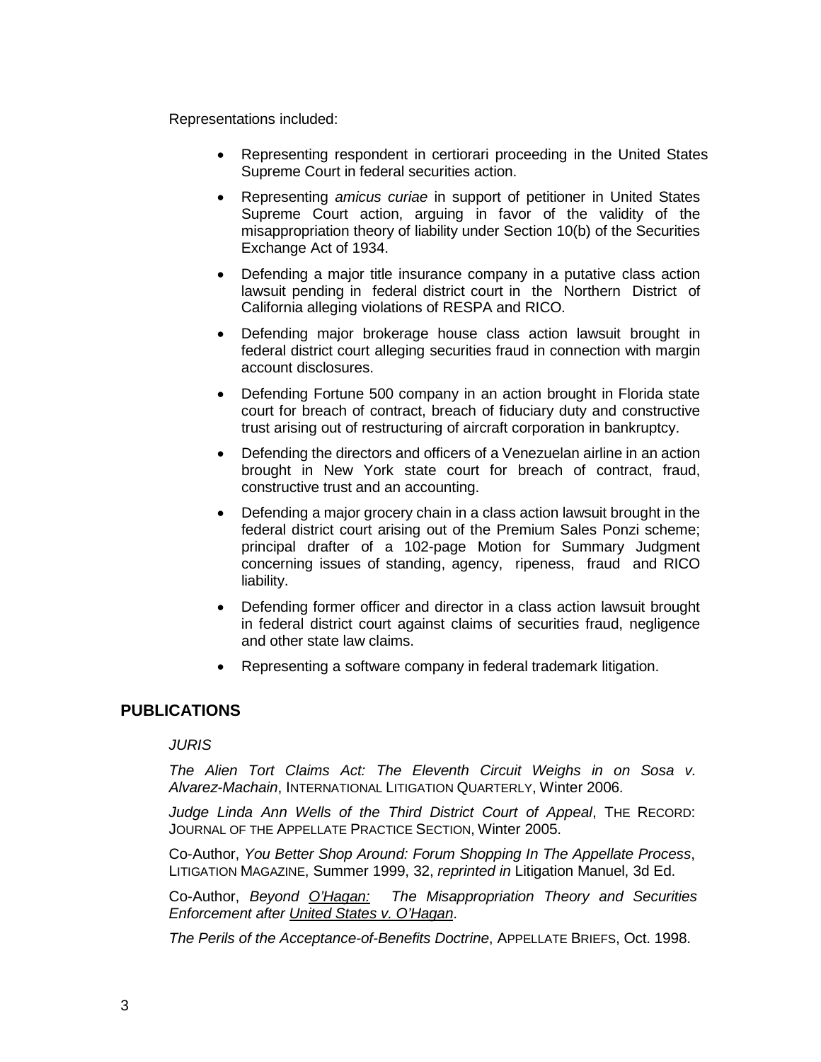Representations included:

- Representing respondent in certiorari proceeding in the United States Supreme Court in federal securities action.
- Representing *amicus curiae* in support of petitioner in United States Supreme Court action, arguing in favor of the validity of the misappropriation theory of liability under Section 10(b) of the Securities Exchange Act of 1934.
- Defending a major title insurance company in a putative class action lawsuit pending in federal district court in the Northern District of California alleging violations of RESPA and RICO.
- Defending major brokerage house class action lawsuit brought in federal district court alleging securities fraud in connection with margin account disclosures.
- Defending Fortune 500 company in an action brought in Florida state court for breach of contract, breach of fiduciary duty and constructive trust arising out of restructuring of aircraft corporation in bankruptcy.
- Defending the directors and officers of a Venezuelan airline in an action brought in New York state court for breach of contract, fraud, constructive trust and an accounting.
- Defending a major grocery chain in a class action lawsuit brought in the federal district court arising out of the Premium Sales Ponzi scheme; principal drafter of a 102-page Motion for Summary Judgment concerning issues of standing, agency, ripeness, fraud and RICO liability.
- Defending former officer and director in a class action lawsuit brought in federal district court against claims of securities fraud, negligence and other state law claims.
- Representing a software company in federal trademark litigation.

## PUBLICATIONS

*JURIS*

*The Alien Tort Claims Act: The Eleventh Circuit Weighs in on Sosa v. Alvarez-Machain*, INTERNATIONAL LITIGATION QUARTERLY, Winter 2006.

*Judge Linda Ann Wells of the Third District Court of Appeal*, THE RECORD: JOURNAL OF THE APPELLATE PRACTICE SECTION, Winter 2005.

Co-Author, *You Better Shop Around: Forum Shopping In The Appellate Process*, LITIGATION MAGAZINE, Summer 1999, 32, *reprinted in* Litigation Manuel, 3d Ed.

Co-Author, *Beyond O'Hagan: The Misappropriation Theory and Securities Enforcement after United States v. O'Hagan*.

*The Perils of the Acceptance-of-Benefits Doctrine*, APPELLATE BRIEFS, Oct. 1998.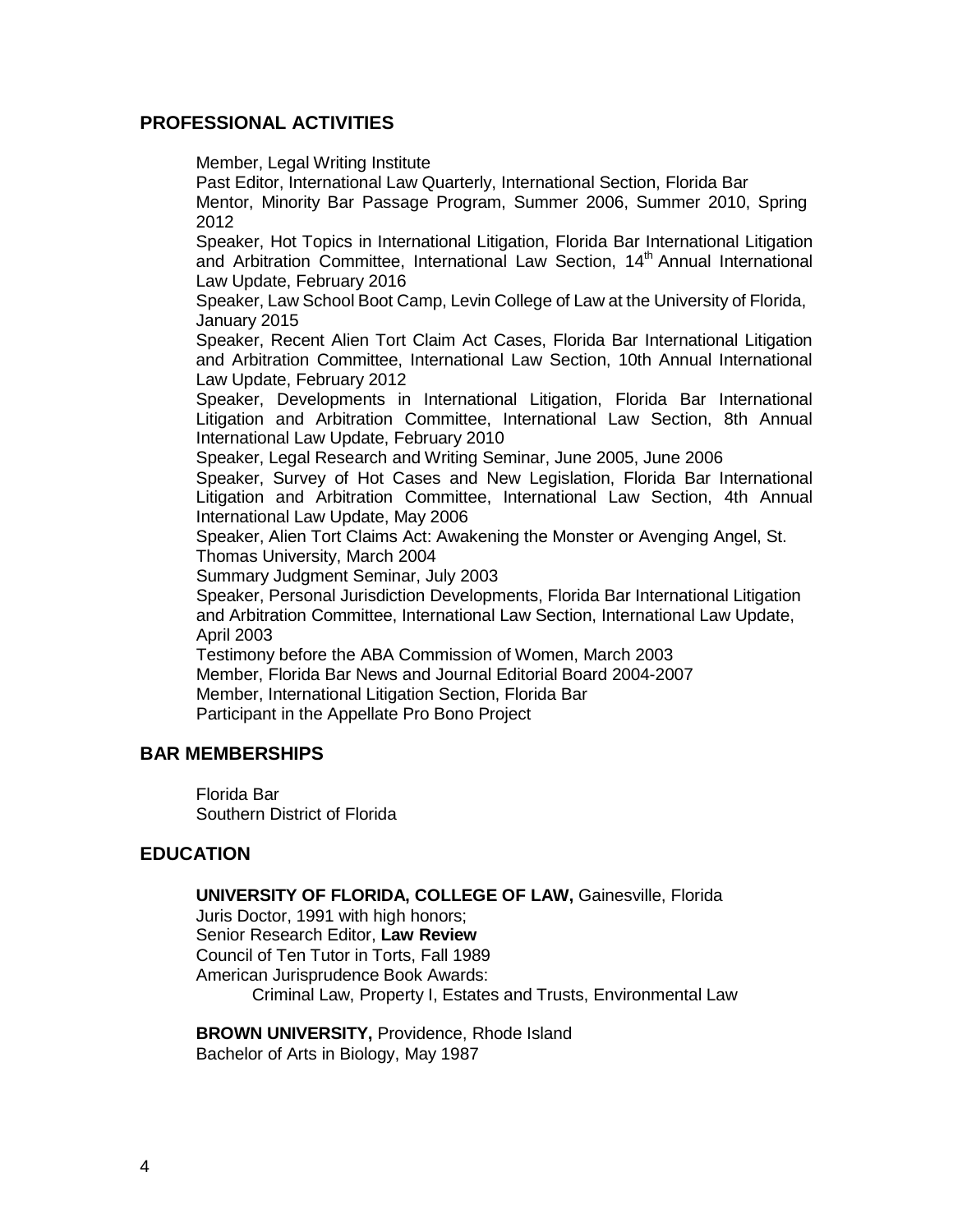## PROFESSIONAL ACTIVITIES

Member, Legal Writing Institute
Past Editor, International Law Quarterly, International Section, Florida Bar
Mentor, Minority Bar Passage Program, Summer 2006, Summer 2010, Spring 2012
Speaker, Hot Topics in International Litigation, Florida Bar International Litigation and Arbitration Committee, International Law Section, 14th Annual International Law Update, February 2016
Speaker, Law School Boot Camp, Levin College of Law at the University of Florida, January 2015
Speaker, Recent Alien Tort Claim Act Cases, Florida Bar International Litigation and Arbitration Committee, International Law Section, 10th Annual International Law Update, February 2012
Speaker, Developments in International Litigation, Florida Bar International Litigation and Arbitration Committee, International Law Section, 8th Annual International Law Update, February 2010
Speaker, Legal Research and Writing Seminar, June 2005, June 2006
Speaker, Survey of Hot Cases and New Legislation, Florida Bar International Litigation and Arbitration Committee, International Law Section, 4th Annual International Law Update, May 2006
Speaker, Alien Tort Claims Act: Awakening the Monster or Avenging Angel, St. Thomas University, March 2004
Summary Judgment Seminar, July 2003
Speaker, Personal Jurisdiction Developments, Florida Bar International Litigation and Arbitration Committee, International Law Section, International Law Update, April 2003
Testimony before the ABA Commission of Women, March 2003
Member, Florida Bar News and Journal Editorial Board 2004-2007
Member, International Litigation Section, Florida Bar
Participant in the Appellate Pro Bono Project

## BAR MEMBERSHIPS

Florida Bar
Southern District of Florida

## EDUCATION

**UNIVERSITY OF FLORIDA, COLLEGE OF LAW,** Gainesville, Florida
Juris Doctor, 1991 with high honors;
Senior Research Editor, **Law Review**
Council of Ten Tutor in Torts, Fall 1989
American Jurisprudence Book Awards:
Criminal Law, Property I, Estates and Trusts, Environmental Law

**BROWN UNIVERSITY,** Providence, Rhode Island
Bachelor of Arts in Biology, May 1987